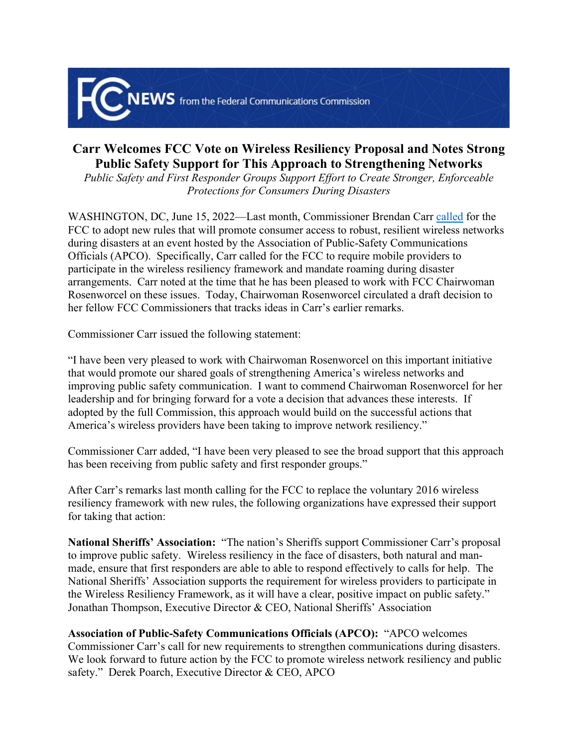# Carr Welcomes FCC Vote on Wireless Resiliency Proposal and Notes Strong Public Safety Support for This Approach to Strengthening Networks

*Public Safety and First Responder Groups Support Effort to Create Stronger, Enforceable Protections for Consumers During Disasters*

WASHINGTON, DC, June 15, 2022—Last month, Commissioner Brendan Carr called for the FCC to adopt new rules that will promote consumer access to robust, resilient wireless networks during disasters at an event hosted by the Association of Public-Safety Communications Officials (APCO). Specifically, Carr called for the FCC to require mobile providers to participate in the wireless resiliency framework and mandate roaming during disaster arrangements. Carr noted at the time that he has been pleased to work with FCC Chairwoman Rosenworcel on these issues. Today, Chairwoman Rosenworcel circulated a draft decision to her fellow FCC Commissioners that tracks ideas in Carr's earlier remarks.

Commissioner Carr issued the following statement:

"I have been very pleased to work with Chairwoman Rosenworcel on this important initiative that would promote our shared goals of strengthening America's wireless networks and improving public safety communication. I want to commend Chairwoman Rosenworcel for her leadership and for bringing forward for a vote a decision that advances these interests. If adopted by the full Commission, this approach would build on the successful actions that America's wireless providers have been taking to improve network resiliency."

Commissioner Carr added, "I have been very pleased to see the broad support that this approach has been receiving from public safety and first responder groups."

After Carr's remarks last month calling for the FCC to replace the voluntary 2016 wireless resiliency framework with new rules, the following organizations have expressed their support for taking that action:

**National Sheriffs' Association:** "The nation's Sheriffs support Commissioner Carr's proposal to improve public safety. Wireless resiliency in the face of disasters, both natural and man-made, ensure that first responders are able to able to respond effectively to calls for help. The National Sheriffs' Association supports the requirement for wireless providers to participate in the Wireless Resiliency Framework, as it will have a clear, positive impact on public safety." Jonathan Thompson, Executive Director & CEO, National Sheriffs' Association

**Association of Public-Safety Communications Officials (APCO):** "APCO welcomes Commissioner Carr's call for new requirements to strengthen communications during disasters. We look forward to future action by the FCC to promote wireless network resiliency and public safety." Derek Poarch, Executive Director & CEO, APCO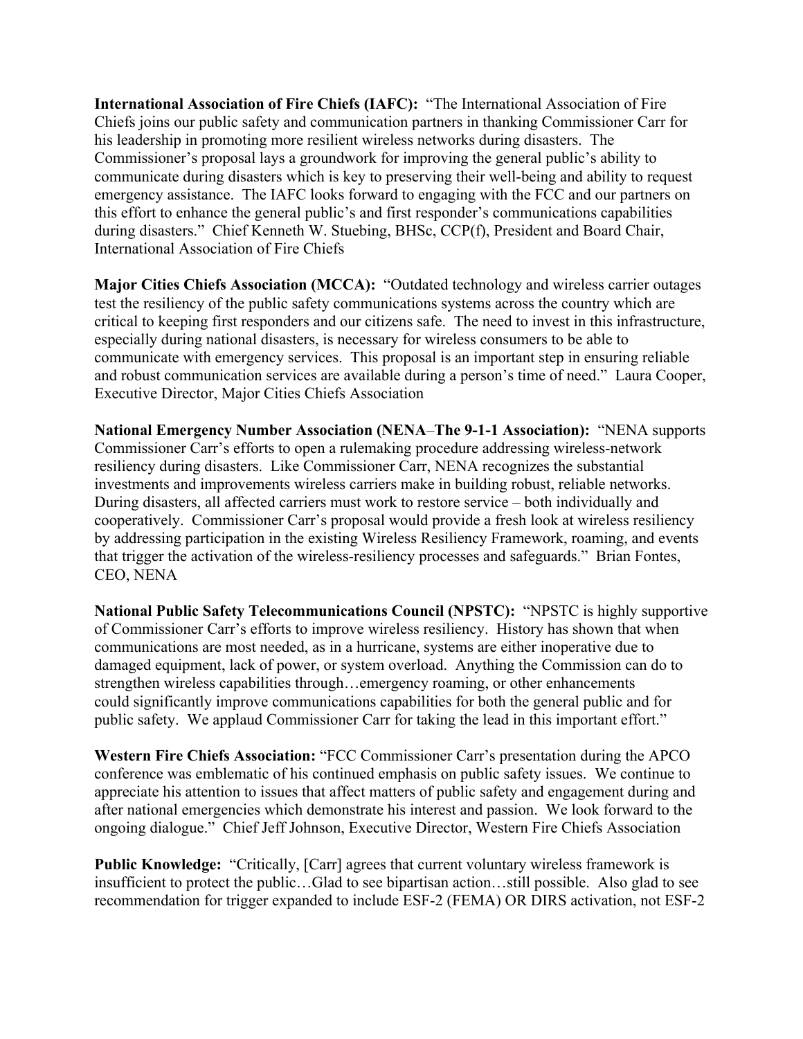**International Association of Fire Chiefs (IAFC):** "The International Association of Fire Chiefs joins our public safety and communication partners in thanking Commissioner Carr for his leadership in promoting more resilient wireless networks during disasters. The Commissioner's proposal lays a groundwork for improving the general public's ability to communicate during disasters which is key to preserving their well-being and ability to request emergency assistance. The IAFC looks forward to engaging with the FCC and our partners on this effort to enhance the general public's and first responder's communications capabilities during disasters." Chief Kenneth W. Stuebing, BHSc, CCP(f), President and Board Chair, International Association of Fire Chiefs

**Major Cities Chiefs Association (MCCA):** "Outdated technology and wireless carrier outages test the resiliency of the public safety communications systems across the country which are critical to keeping first responders and our citizens safe. The need to invest in this infrastructure, especially during national disasters, is necessary for wireless consumers to be able to communicate with emergency services. This proposal is an important step in ensuring reliable and robust communication services are available during a person's time of need." Laura Cooper, Executive Director, Major Cities Chiefs Association

**National Emergency Number Association (NENA–The 9-1-1 Association):** "NENA supports Commissioner Carr's efforts to open a rulemaking procedure addressing wireless-network resiliency during disasters. Like Commissioner Carr, NENA recognizes the substantial investments and improvements wireless carriers make in building robust, reliable networks. During disasters, all affected carriers must work to restore service – both individually and cooperatively. Commissioner Carr's proposal would provide a fresh look at wireless resiliency by addressing participation in the existing Wireless Resiliency Framework, roaming, and events that trigger the activation of the wireless-resiliency processes and safeguards." Brian Fontes, CEO, NENA

**National Public Safety Telecommunications Council (NPSTC):** "NPSTC is highly supportive of Commissioner Carr's efforts to improve wireless resiliency. History has shown that when communications are most needed, as in a hurricane, systems are either inoperative due to damaged equipment, lack of power, or system overload. Anything the Commission can do to strengthen wireless capabilities through…emergency roaming, or other enhancements could significantly improve communications capabilities for both the general public and for public safety. We applaud Commissioner Carr for taking the lead in this important effort."

**Western Fire Chiefs Association:** "FCC Commissioner Carr's presentation during the APCO conference was emblematic of his continued emphasis on public safety issues. We continue to appreciate his attention to issues that affect matters of public safety and engagement during and after national emergencies which demonstrate his interest and passion. We look forward to the ongoing dialogue." Chief Jeff Johnson, Executive Director, Western Fire Chiefs Association

**Public Knowledge:** "Critically, [Carr] agrees that current voluntary wireless framework is insufficient to protect the public…Glad to see bipartisan action…still possible. Also glad to see recommendation for trigger expanded to include ESF-2 (FEMA) OR DIRS activation, not ESF-2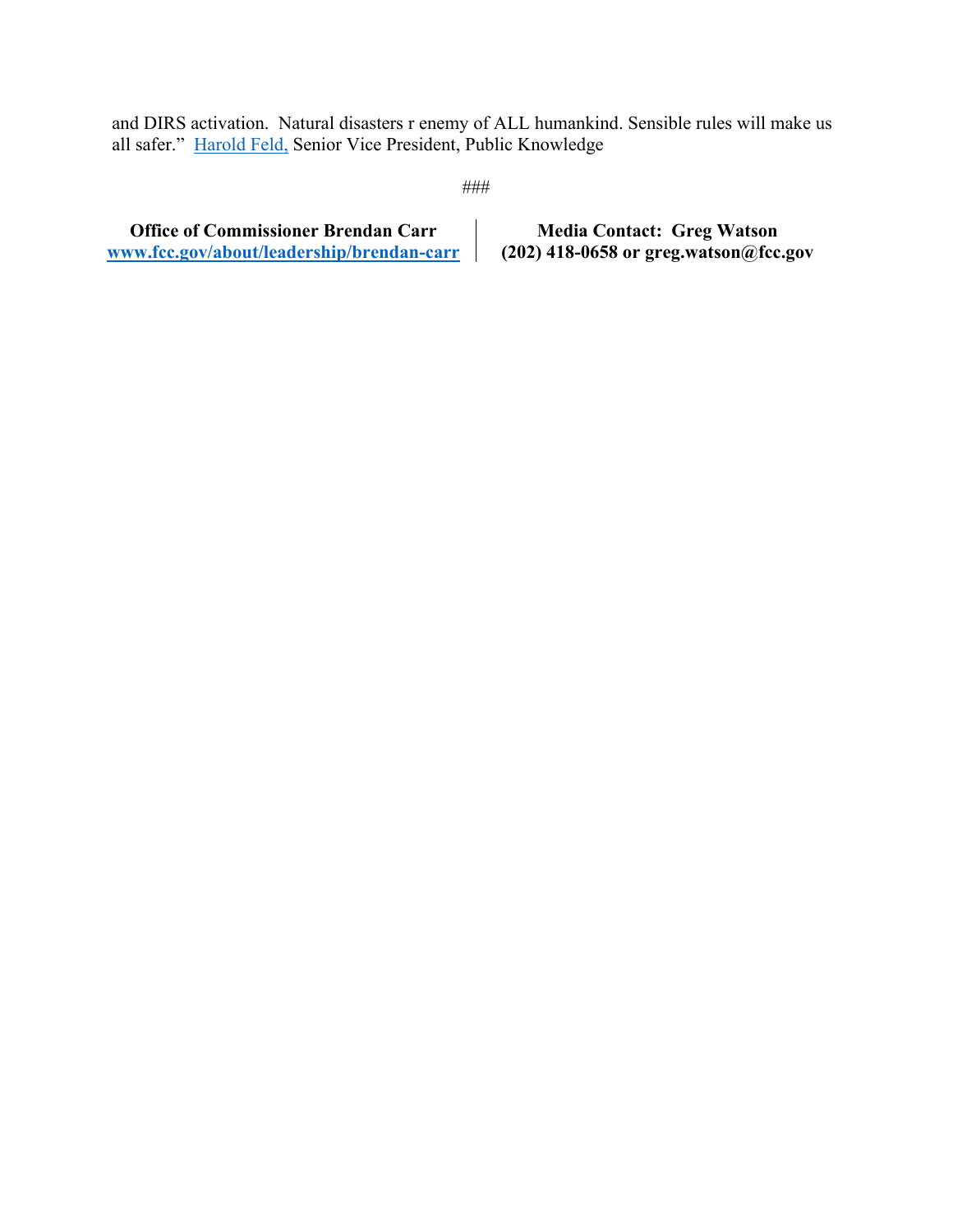and DIRS activation. Natural disasters r enemy of ALL humankind. Sensible rules will make us all safer." Harold Feld, Senior Vice President, Public Knowledge

###

| **Office of Commissioner Brendan Carr** | **Media Contact: Greg Watson** |
| --- | --- |
| **www.fcc.gov/about/leadership/brendan-carr** | **(202) 418-0658 or greg.watson@fcc.gov** |